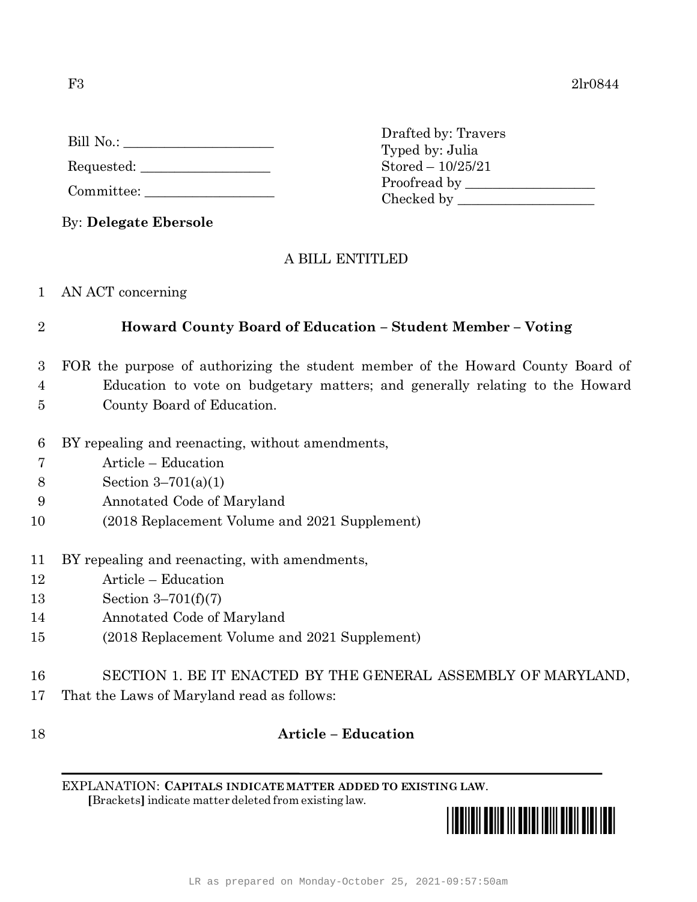F3 2lr0844

Bill No.: ____________________

Requested: __________________

Committee: __________________

Drafted by: Travers
Typed by: Julia
Stored – 10/25/21
Proofread by __________________
Checked by ___________________

By: **Delegate Ebersole**

A BILL ENTITLED

1 AN ACT concerning

2 **Howard County Board of Education – Student Member – Voting**

3 FOR the purpose of authorizing the student member of the Howard County Board of
4 Education to vote on budgetary matters; and generally relating to the Howard
5 County Board of Education.

6 BY repealing and reenacting, without amendments,
7 Article – Education
8 Section 3–701(a)(1)
9 Annotated Code of Maryland
10 (2018 Replacement Volume and 2021 Supplement)

11 BY repealing and reenacting, with amendments,
12 Article – Education
13 Section 3–701(f)(7)
14 Annotated Code of Maryland
15 (2018 Replacement Volume and 2021 Supplement)

16 SECTION 1. BE IT ENACTED BY THE GENERAL ASSEMBLY OF MARYLAND,
17 That the Laws of Maryland read as follows:

18 **Article – Education**

EXPLANATION: **CAPITALS INDICATE MATTER ADDED TO EXISTING LAW**.
**[**Brackets**]** indicate matter deleted from existing law.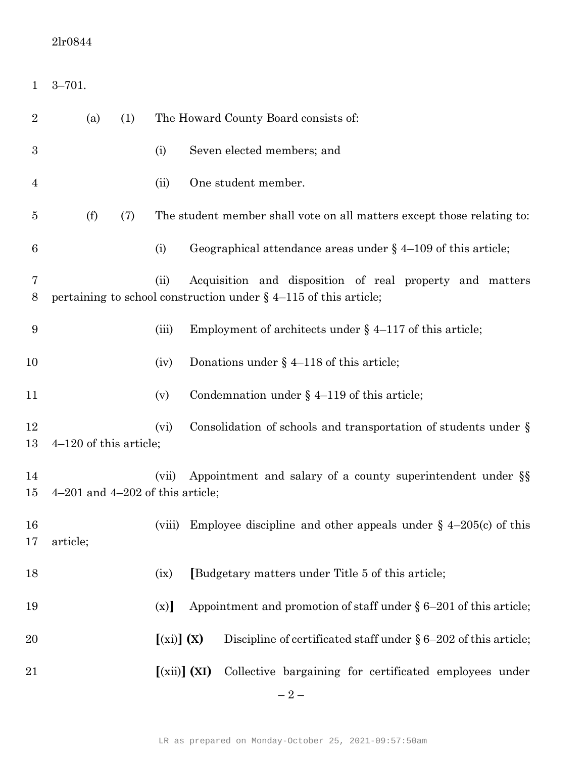2lr0844

3–701.

(a) (1) The Howard County Board consists of:

(i) Seven elected members; and

(ii) One student member.

(f) (7) The student member shall vote on all matters except those relating to:

(i) Geographical attendance areas under § 4–109 of this article;

(ii) Acquisition and disposition of real property and matters pertaining to school construction under § 4–115 of this article;

(iii) Employment of architects under § 4–117 of this article;

(iv) Donations under § 4–118 of this article;

(v) Condemnation under § 4–119 of this article;

(vi) Consolidation of schools and transportation of students under § 4–120 of this article;

(vii) Appointment and salary of a county superintendent under §§ 4–201 and 4–202 of this article;

(viii) Employee discipline and other appeals under § 4–205(c) of this article;

(ix) **[**Budgetary matters under Title 5 of this article;

(x)**]** Appointment and promotion of staff under § 6–201 of this article;

**[**(xi)**]** **(X)** Discipline of certificated staff under § 6–202 of this article;

**[**(xii)**]** **(XI)** Collective bargaining for certificated employees under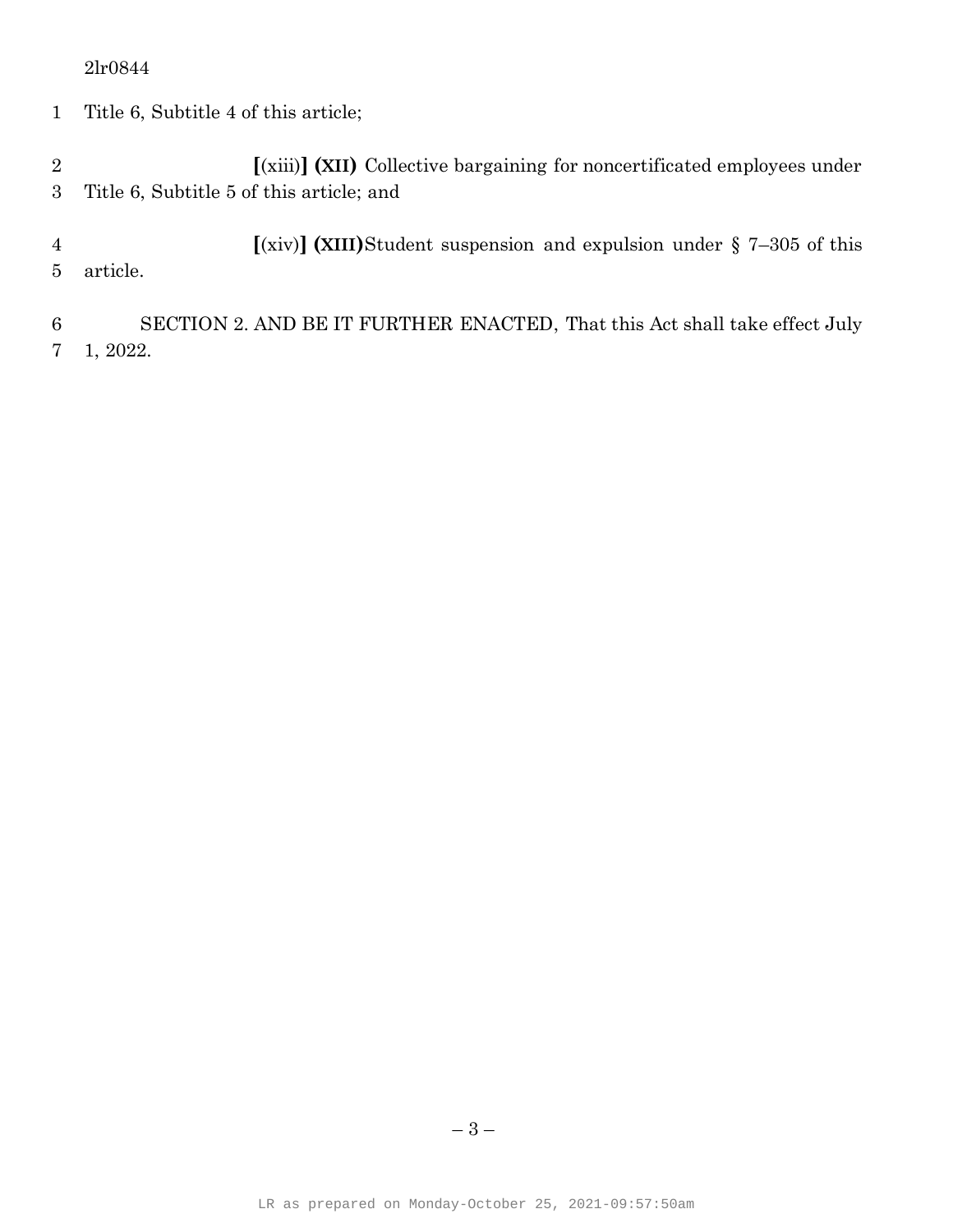Title 6, Subtitle 4 of this article;

[(xiii)] **(XII)** Collective bargaining for noncertificated employees under Title 6, Subtitle 5 of this article; and

[(xiv)] **(XIII)**Student suspension and expulsion under § 7–305 of this article.

SECTION 2. AND BE IT FURTHER ENACTED, That this Act shall take effect July 1, 2022.